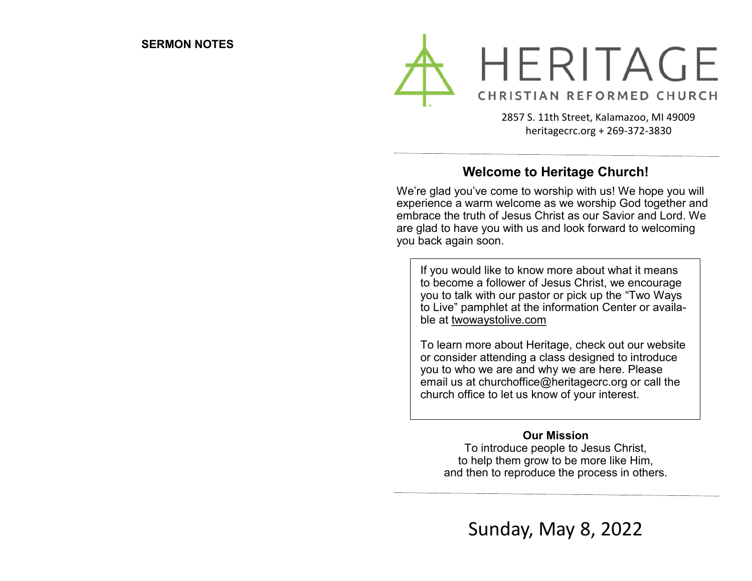**SERMON NOTES**

# HERITAGE

CHRISTIAN REFORMED CHURCH

2857 S. 11th Street, Kalamazoo, MI 49009
heritagecrc.org + 269-372-3830

## Welcome to Heritage Church!

We're glad you've come to worship with us! We hope you will experience a warm welcome as we worship God together and embrace the truth of Jesus Christ as our Savior and Lord. We are glad to have you with us and look forward to welcoming you back again soon.

If you would like to know more about what it means to become a follower of Jesus Christ, we encourage you to talk with our pastor or pick up the "Two Ways to Live" pamphlet at the information Center or available at twowaystolive.com

To learn more about Heritage, check out our website or consider attending a class designed to introduce you to who we are and why we are here. Please email us at churchoffice@heritagecrc.org or call the church office to let us know of your interest.

**Our Mission**

To introduce people to Jesus Christ,
to help them grow to be more like Him,
and then to reproduce the process in others.

Sunday, May 8, 2022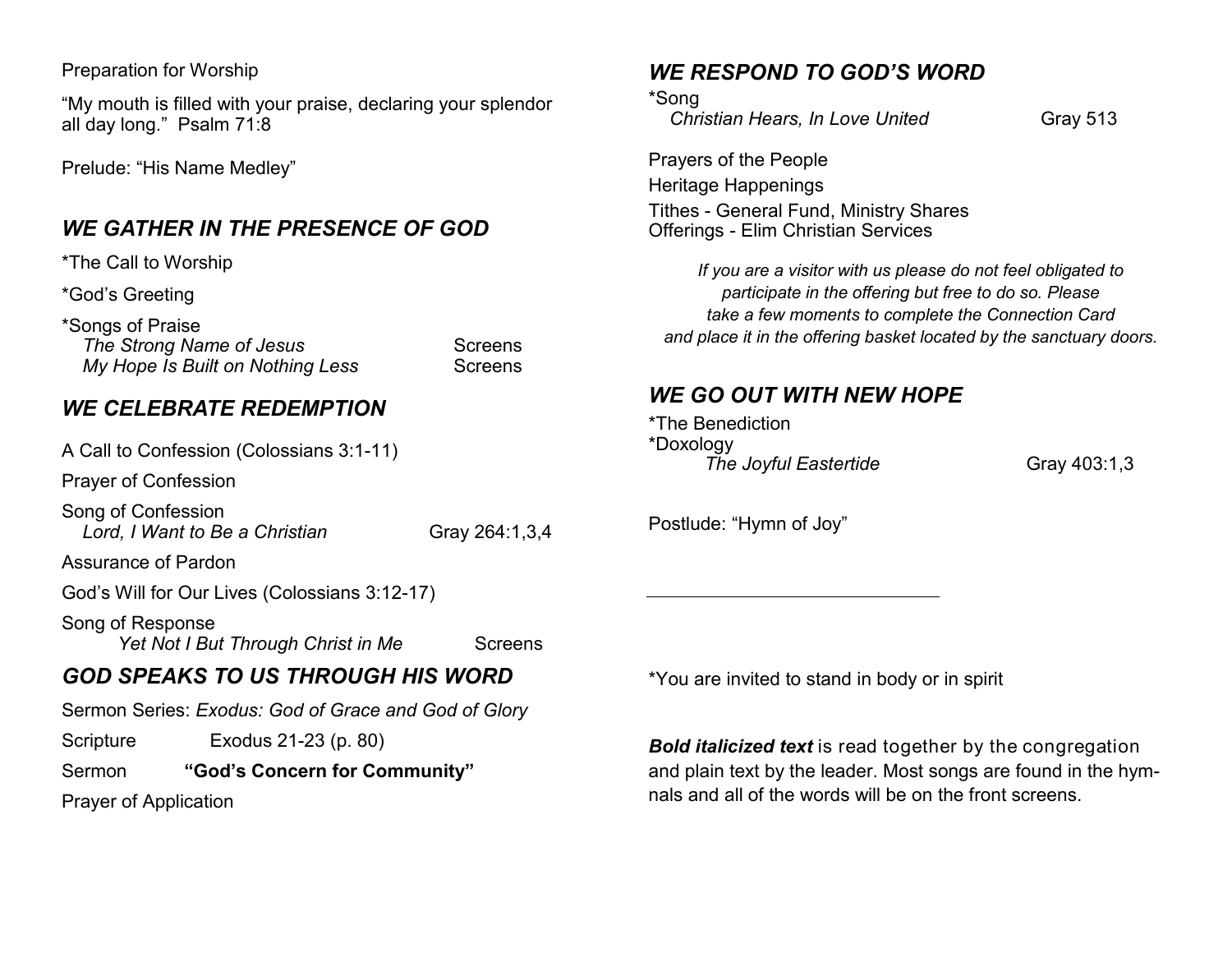Preparation for Worship

"My mouth is filled with your praise, declaring your splendor all day long." Psalm 71:8

Prelude: "His Name Medley"

## *WE GATHER IN THE PRESENCE OF GOD*

*The Call to Worship

*God's Greeting

*Songs of Praise
*The Strong Name of Jesus* Screens
*My Hope Is Built on Nothing Less* Screens

## *WE CELEBRATE REDEMPTION*

A Call to Confession (Colossians 3:1-11)

Prayer of Confession

Song of Confession
*Lord, I Want to Be a Christian* Gray 264:1,3,4

Assurance of Pardon

God's Will for Our Lives (Colossians 3:12-17)

Song of Response
*Yet Not I But Through Christ in Me* Screens

## *GOD SPEAKS TO US THROUGH HIS WORD*

Sermon Series: *Exodus: God of Grace and God of Glory*

Scripture Exodus 21-23 (p. 80)

Sermon **"God's Concern for Community"**

Prayer of Application

## *WE RESPOND TO GOD'S WORD*

*Song
*Christian Hears, In Love United* Gray 513

Prayers of the People

Heritage Happenings

Tithes - General Fund, Ministry Shares
Offerings - Elim Christian Services

*If you are a visitor with us please do not feel obligated to participate in the offering but free to do so. Please take a few moments to complete the Connection Card and place it in the offering basket located by the sanctuary doors.*

## *WE GO OUT WITH NEW HOPE*

*The Benediction
*Doxology
*The Joyful Eastertide* Gray 403:1,3

Postlude: "Hymn of Joy"

---

*You are invited to stand in body or in spirit

***Bold italicized text*** is read together by the congregation and plain text by the leader. Most songs are found in the hymnals and all of the words will be on the front screens.